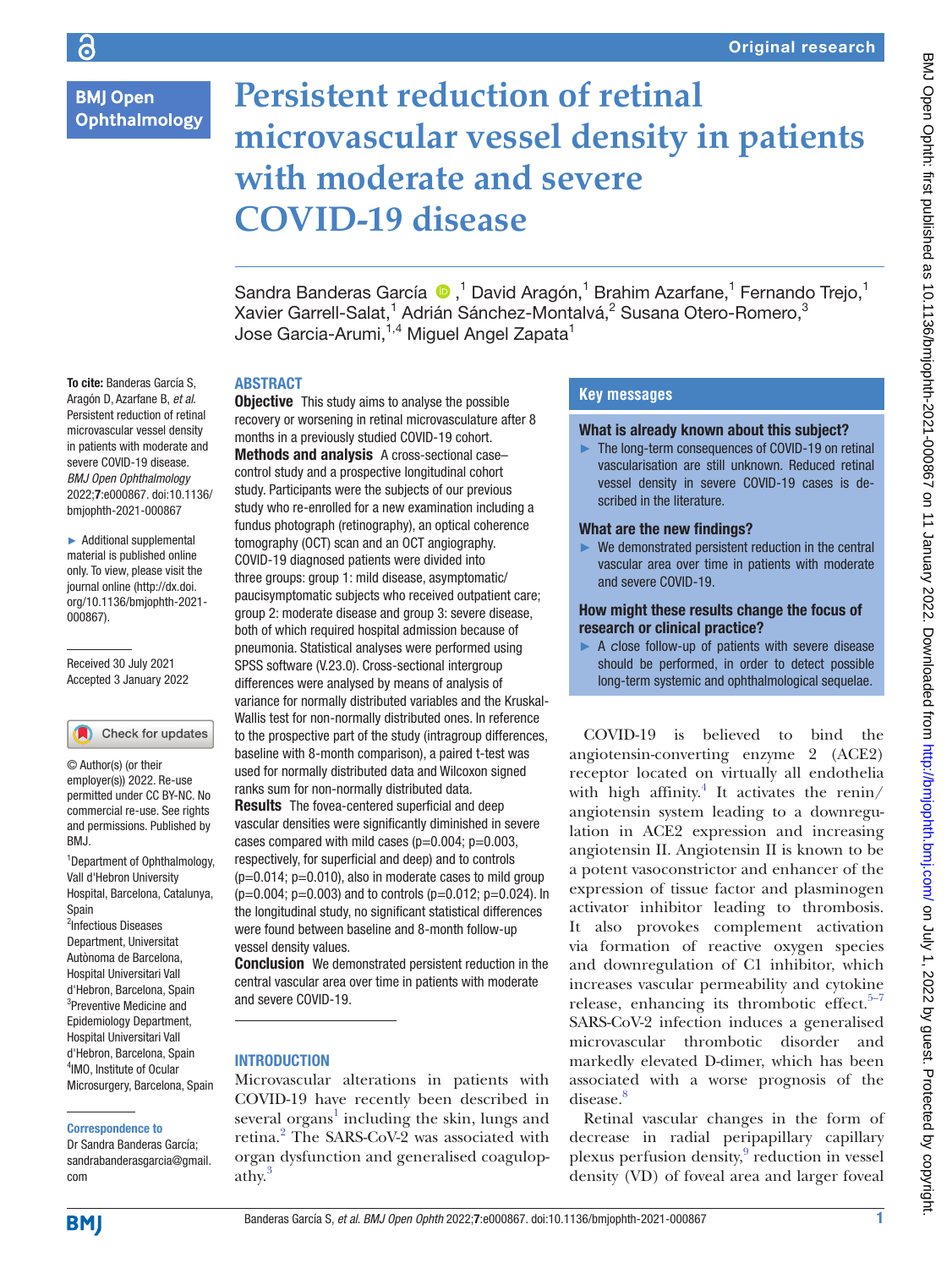Original research

# Persistent reduction of retinal microvascular vessel density in patients with moderate and severe COVID-19 disease

Sandra Banderas García ,[1] David Aragón,[1] Brahim Azarfane,[1] Fernando Trejo,[1] Xavier Garrell-Salat,[1] Adrián Sánchez-Montalvá,[2] Susana Otero-Romero,[3] Jose Garcia-Arumi,[1,4] Miguel Angel Zapata[1]

**To cite:** Banderas García S, Aragón D, Azarfane B, *et al*. Persistent reduction of retinal microvascular vessel density in patients with moderate and severe COVID-19 disease. *BMJ Open Ophthalmology* 2022;**7**:e000867. doi:10.1136/bmjophth-2021-000867

► Additional supplemental material is published online only. To view, please visit the journal online (http://dx.doi.org/10.1136/bmjophth-2021-000867).

Received 30 July 2021
Accepted 3 January 2022

© Author(s) (or their employer(s)) 2022. Re-use permitted under CC BY-NC. No commercial re-use. See rights and permissions. Published by BMJ.

[1]Department of Ophthalmology, Vall d'Hebron University Hospital, Barcelona, Catalunya, Spain
[2]Infectious Diseases Department, Universitat Autònoma de Barcelona, Hospital Universitari Vall d'Hebron, Barcelona, Spain
[3]Preventive Medicine and Epidemiology Department, Hospital Universitari Vall d'Hebron, Barcelona, Spain
[4]IMO, Institute of Ocular Microsurgery, Barcelona, Spain

**Correspondence to**
Dr Sandra Banderas García; sandrabanderasgarcia@gmail.com

## ABSTRACT

**Objective** This study aims to analyse the possible recovery or worsening in retinal microvasculature after 8 months in a previously studied COVID-19 cohort.

**Methods and analysis** A cross-sectional case–control study and a prospective longitudinal cohort study. Participants were the subjects of our previous study who re-enrolled for a new examination including a fundus photograph (retinography), an optical coherence tomography (OCT) scan and an OCT angiography. COVID-19 diagnosed patients were divided into three groups: group 1: mild disease, asymptomatic/paucisymptomatic subjects who received outpatient care; group 2: moderate disease and group 3: severe disease, both of which required hospital admission because of pneumonia. Statistical analyses were performed using SPSS software (V.23.0). Cross-sectional intergroup differences were analysed by means of analysis of variance for normally distributed variables and the Kruskal-Wallis test for non-normally distributed ones. In reference to the prospective part of the study (intragroup differences, baseline with 8-month comparison), a paired t-test was used for normally distributed data and Wilcoxon signed ranks sum for non-normally distributed data.

**Results** The fovea-centered superficial and deep vascular densities were significantly diminished in severe cases compared with mild cases (p=0.004; p=0.003, respectively, for superficial and deep) and to controls (p=0.014; p=0.010), also in moderate cases to mild group (p=0.004; p=0.003) and to controls (p=0.012; p=0.024). In the longitudinal study, no significant statistical differences were found between baseline and 8-month follow-up vessel density values.

**Conclusion** We demonstrated persistent reduction in the central vascular area over time in patients with moderate and severe COVID-19.

## Key messages

### What is already known about this subject?

► The long-term consequences of COVID-19 on retinal vascularisation are still unknown. Reduced retinal vessel density in severe COVID-19 cases is described in the literature.

### What are the new findings?

► We demonstrated persistent reduction in the central vascular area over time in patients with moderate and severe COVID-19.

### How might these results change the focus of research or clinical practice?

► A close follow-up of patients with severe disease should be performed, in order to detect possible long-term systemic and ophthalmological sequelae.

## INTRODUCTION

Microvascular alterations in patients with COVID-19 have recently been described in several organs[1] including the skin, lungs and retina.[2] The SARS-CoV-2 was associated with organ dysfunction and generalised coagulopathy.[3]

COVID-19 is believed to bind the angiotensin-converting enzyme 2 (ACE2) receptor located on virtually all endothelia with high affinity.[4] It activates the renin/angiotensin system leading to a downregulation in ACE2 expression and increasing angiotensin II. Angiotensin II is known to be a potent vasoconstrictor and enhancer of the expression of tissue factor and plasminogen activator inhibitor leading to thrombosis. It also provokes complement activation via formation of reactive oxygen species and downregulation of C1 inhibitor, which increases vascular permeability and cytokine release, enhancing its thrombotic effect.[5–7] SARS-CoV-2 infection induces a generalised microvascular thrombotic disorder and markedly elevated D-dimer, which has been associated with a worse prognosis of the disease.[8]

Retinal vascular changes in the form of decrease in radial peripapillary capillary plexus perfusion density,[9] reduction in vessel density (VD) of foveal area and larger foveal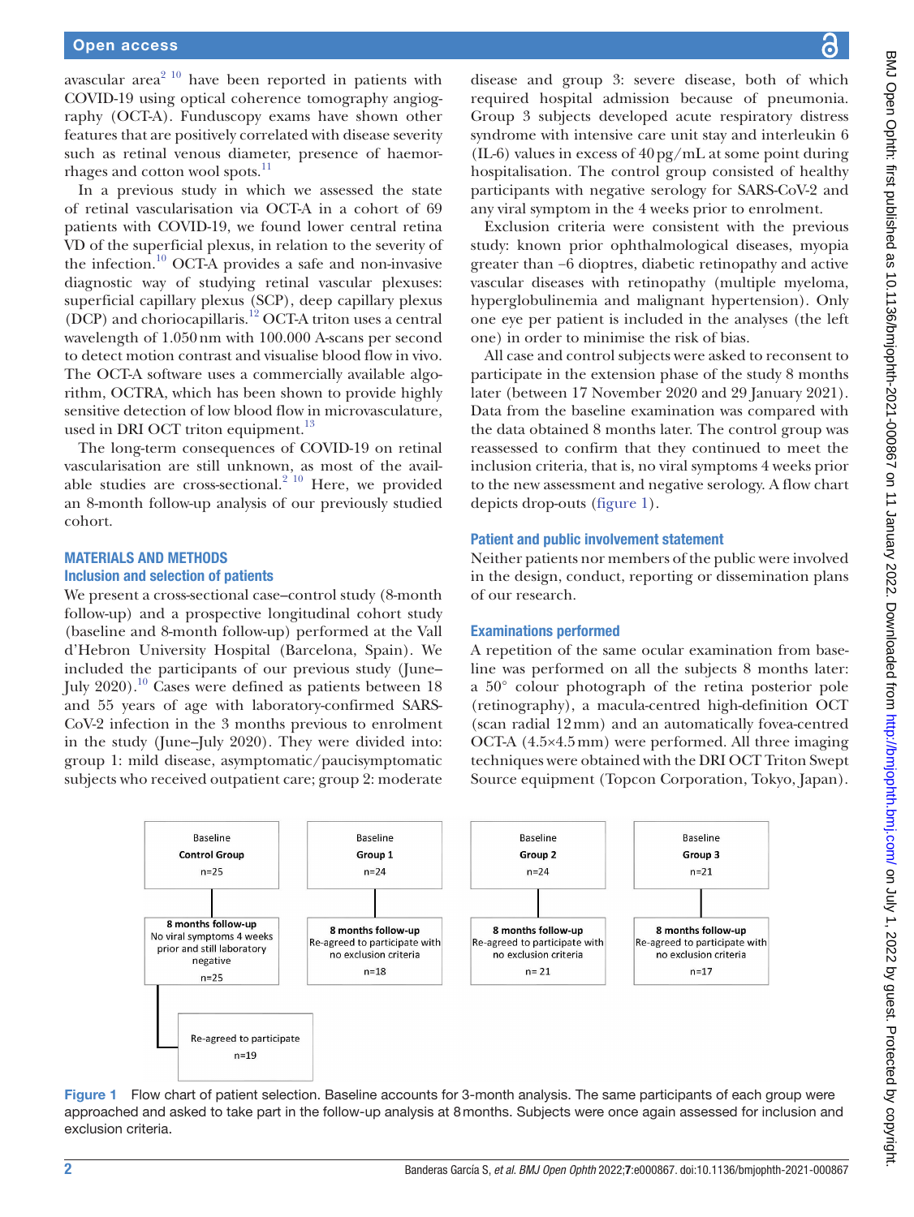avascular area[2,10] have been reported in patients with COVID-19 using optical coherence tomography angiography (OCT-A). Funduscopy exams have shown other features that are positively correlated with disease severity such as retinal venous diameter, presence of haemorrhages and cotton wool spots.[11]

In a previous study in which we assessed the state of retinal vascularisation via OCT-A in a cohort of 69 patients with COVID-19, we found lower central retina VD of the superficial plexus, in relation to the severity of the infection.[10] OCT-A provides a safe and non-invasive diagnostic way of studying retinal vascular plexuses: superficial capillary plexus (SCP), deep capillary plexus (DCP) and choriocapillaris.[12] OCT-A triton uses a central wavelength of 1.050 nm with 100.000 A-scans per second to detect motion contrast and visualise blood flow in vivo. The OCT-A software uses a commercially available algorithm, OCTRA, which has been shown to provide highly sensitive detection of low blood flow in microvasculature, used in DRI OCT triton equipment.[13]

The long-term consequences of COVID-19 on retinal vascularisation are still unknown, as most of the available studies are cross-sectional.[2,10] Here, we provided an 8-month follow-up analysis of our previously studied cohort.

## MATERIALS AND METHODS

### Inclusion and selection of patients

We present a cross-sectional case–control study (8-month follow-up) and a prospective longitudinal cohort study (baseline and 8-month follow-up) performed at the Vall d'Hebron University Hospital (Barcelona, Spain). We included the participants of our previous study (June–July 2020).[10] Cases were defined as patients between 18 and 55 years of age with laboratory-confirmed SARS-CoV-2 infection in the 3 months previous to enrolment in the study (June–July 2020). They were divided into: group 1: mild disease, asymptomatic/paucisymptomatic subjects who received outpatient care; group 2: moderate disease and group 3: severe disease, both of which required hospital admission because of pneumonia. Group 3 subjects developed acute respiratory distress syndrome with intensive care unit stay and interleukin 6 (IL-6) values in excess of 40 pg/mL at some point during hospitalisation. The control group consisted of healthy participants with negative serology for SARS-CoV-2 and any viral symptom in the 4 weeks prior to enrolment.

Exclusion criteria were consistent with the previous study: known prior ophthalmological diseases, myopia greater than −6 dioptres, diabetic retinopathy and active vascular diseases with retinopathy (multiple myeloma, hyperglobulinemia and malignant hypertension). Only one eye per patient is included in the analyses (the left one) in order to minimise the risk of bias.

All case and control subjects were asked to reconsent to participate in the extension phase of the study 8 months later (between 17 November 2020 and 29 January 2021). Data from the baseline examination was compared with the data obtained 8 months later. The control group was reassessed to confirm that they continued to meet the inclusion criteria, that is, no viral symptoms 4 weeks prior to the new assessment and negative serology. A flow chart depicts drop-outs (figure 1).

### Patient and public involvement statement

Neither patients nor members of the public were involved in the design, conduct, reporting or dissemination plans of our research.

### Examinations performed

A repetition of the same ocular examination from baseline was performed on all the subjects 8 months later: a 50° colour photograph of the retina posterior pole (retinography), a macula-centred high-definition OCT (scan radial 12 mm) and an automatically fovea-centred OCT-A (4.5×4.5 mm) were performed. All three imaging techniques were obtained with the DRI OCT Triton Swept Source equipment (Topcon Corporation, Tokyo, Japan).

Baseline Control Group n=25 → 8 months follow-up: No viral symptoms 4 weeks prior and still laboratory negative n=25 → Re-agreed to participate n=19

Baseline Group 1 n=24 → 8 months follow-up: Re-agreed to participate with no exclusion criteria n=18

Baseline Group 2 n=24 → 8 months follow-up: Re-agreed to participate with no exclusion criteria n= 21

Baseline Group 3 n=21 → 8 months follow-up: Re-agreed to participate with no exclusion criteria n=17

Figure 1 Flow chart of patient selection. Baseline accounts for 3-month analysis. The same participants of each group were approached and asked to take part in the follow-up analysis at 8 months. Subjects were once again assessed for inclusion and exclusion criteria.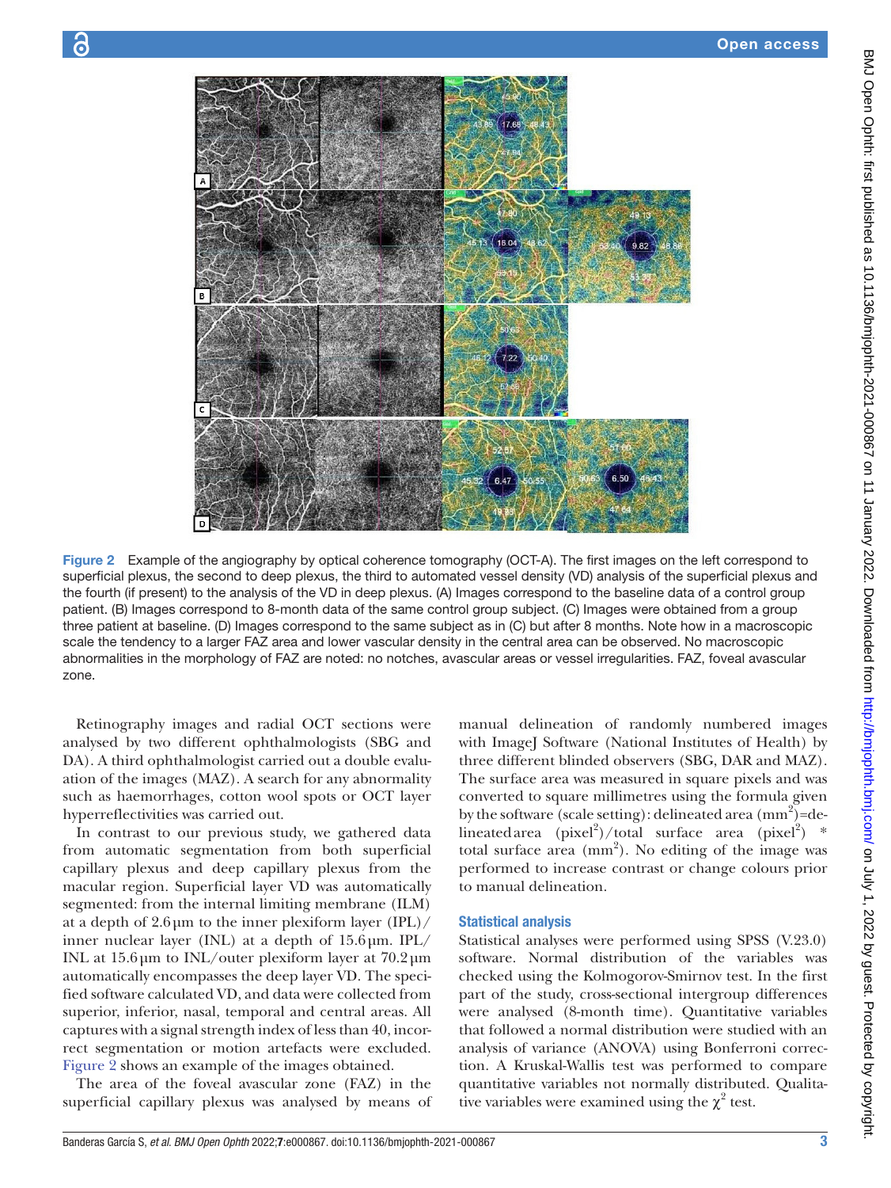Figure 2 Example of the angiography by optical coherence tomography (OCT-A). The first images on the left correspond to superficial plexus, the second to deep plexus, the third to automated vessel density (VD) analysis of the superficial plexus and the fourth (if present) to the analysis of the VD in deep plexus. (A) Images correspond to the baseline data of a control group patient. (B) Images correspond to 8-month data of the same control group subject. (C) Images were obtained from a group three patient at baseline. (D) Images correspond to the same subject as in (C) but after 8 months. Note how in a macroscopic scale the tendency to a larger FAZ area and lower vascular density in the central area can be observed. No macroscopic abnormalities in the morphology of FAZ are noted: no notches, avascular areas or vessel irregularities. FAZ, foveal avascular zone.

Retinography images and radial OCT sections were analysed by two different ophthalmologists (SBG and DA). A third ophthalmologist carried out a double evaluation of the images (MAZ). A search for any abnormality such as haemorrhages, cotton wool spots or OCT layer hyperreflectivities was carried out.

In contrast to our previous study, we gathered data from automatic segmentation from both superficial capillary plexus and deep capillary plexus from the macular region. Superficial layer VD was automatically segmented: from the internal limiting membrane (ILM) at a depth of 2.6 µm to the inner plexiform layer (IPL)/inner nuclear layer (INL) at a depth of 15.6 µm. IPL/INL at 15.6 µm to INL/outer plexiform layer at 70.2 µm automatically encompasses the deep layer VD. The specified software calculated VD, and data were collected from superior, inferior, nasal, temporal and central areas. All captures with a signal strength index of less than 40, incorrect segmentation or motion artefacts were excluded. Figure 2 shows an example of the images obtained.

The area of the foveal avascular zone (FAZ) in the superficial capillary plexus was analysed by means of manual delineation of randomly numbered images with ImageJ Software (National Institutes of Health) by three different blinded observers (SBG, DAR and MAZ). The surface area was measured in square pixels and was converted to square millimetres using the formula given by the software (scale setting): delineated area ($mm^2$)=delineated area ($pixel^2$)/total surface area ($pixel^2$) * total surface area ($mm^2$). No editing of the image was performed to increase contrast or change colours prior to manual delineation.

## Statistical analysis

Statistical analyses were performed using SPSS (V.23.0) software. Normal distribution of the variables was checked using the Kolmogorov-Smirnov test. In the first part of the study, cross-sectional intergroup differences were analysed (8-month time). Quantitative variables that followed a normal distribution were studied with an analysis of variance (ANOVA) using Bonferroni correction. A Kruskal-Wallis test was performed to compare quantitative variables not normally distributed. Qualitative variables were examined using the $\chi^2$ test.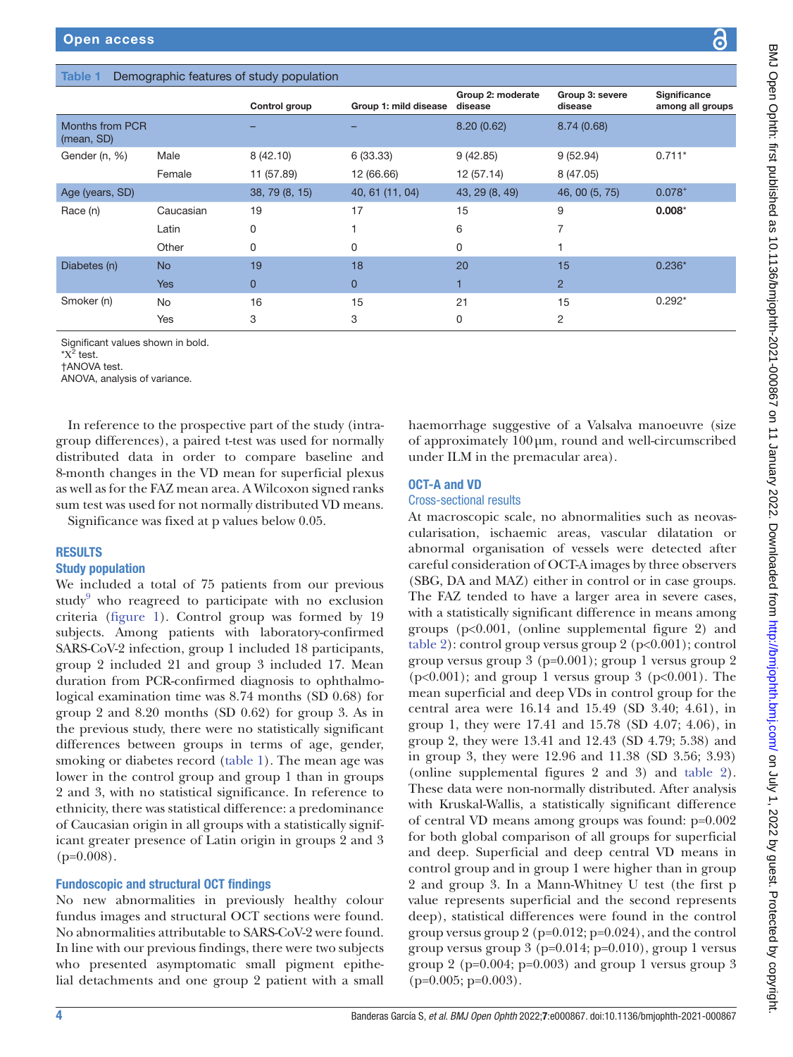**Table 1** Demographic features of study population

| | | Control group | Group 1: mild disease | Group 2: moderate disease | Group 3: severe disease | Significance among all groups |
|---|---|---|---|---|---|---|
| Months from PCR (mean, SD) | | – | – | 8.20 (0.62) | 8.74 (0.68) | |
| Gender (n, %) | Male | 8 (42.10) | 6 (33.33) | 9 (42.85) | 9 (52.94) | 0.711* |
| | Female | 11 (57.89) | 12 (66.66) | 12 (57.14) | 8 (47.05) | |
| Age (years, SD) | | 38, 79 (8, 15) | 40, 61 (11, 04) | 43, 29 (8, 49) | 46, 00 (5, 75) | 0.078† |
| Race (n) | Caucasian | 19 | 17 | 15 | 9 | **0.008*** |
| | Latin | 0 | 1 | 6 | 7 | |
| | Other | 0 | 0 | 0 | 1 | |
| Diabetes (n) | No | 19 | 18 | 20 | 15 | 0.236* |
| | Yes | 0 | 0 | 1 | 2 | |
| Smoker (n) | No | 16 | 15 | 21 | 15 | 0.292* |
| | Yes | 3 | 3 | 0 | 2 | |

Significant values shown in bold.
*$X^2$ test.
†ANOVA test.
ANOVA, analysis of variance.

In reference to the prospective part of the study (intragroup differences), a paired t-test was used for normally distributed data in order to compare baseline and 8-month changes in the VD mean for superficial plexus as well as for the FAZ mean area. A Wilcoxon signed ranks sum test was used for not normally distributed VD means.

Significance was fixed at p values below 0.05.

## RESULTS

### Study population

We included a total of 75 patients from our previous study[9] who reagreed to participate with no exclusion criteria (figure 1). Control group was formed by 19 subjects. Among patients with laboratory-confirmed SARS-CoV-2 infection, group 1 included 18 participants, group 2 included 21 and group 3 included 17. Mean duration from PCR-confirmed diagnosis to ophthalmological examination time was 8.74 months (SD 0.68) for group 2 and 8.20 months (SD 0.62) for group 3. As in the previous study, there were no statistically significant differences between groups in terms of age, gender, smoking or diabetes record (table 1). The mean age was lower in the control group and group 1 than in groups 2 and 3, with no statistical significance. In reference to ethnicity, there was statistical difference: a predominance of Caucasian origin in all groups with a statistically significant greater presence of Latin origin in groups 2 and 3 (p=0.008).

### Fundoscopic and structural OCT findings

No new abnormalities in previously healthy colour fundus images and structural OCT sections were found. No abnormalities attributable to SARS-CoV-2 were found. In line with our previous findings, there were two subjects who presented asymptomatic small pigment epithelial detachments and one group 2 patient with a small haemorrhage suggestive of a Valsalva manoeuvre (size of approximately 100 µm, round and well-circumscribed under ILM in the premacular area).

### OCT-A and VD

#### Cross-sectional results

At macroscopic scale, no abnormalities such as neovascularisation, ischaemic areas, vascular dilatation or abnormal organisation of vessels were detected after careful consideration of OCT-A images by three observers (SBG, DA and MAZ) either in control or in case groups. The FAZ tended to have a larger area in severe cases, with a statistically significant difference in means among groups (p<0.001, (online supplemental figure 2) and table 2): control group versus group 2 (p<0.001); control group versus group 3 (p=0.001); group 1 versus group 2 (p<0.001); and group 1 versus group 3 (p<0.001). The mean superficial and deep VDs in control group for the central area were 16.14 and 15.49 (SD 3.40; 4.61), in group 1, they were 17.41 and 15.78 (SD 4.07; 4.06), in group 2, they were 13.41 and 12.43 (SD 4.79; 5.38) and in group 3, they were 12.96 and 11.38 (SD 3.56; 3.93) (online supplemental figures 2 and 3) and table 2). These data were non-normally distributed. After analysis with Kruskal-Wallis, a statistically significant difference of central VD means among groups was found: p=0.002 for both global comparison of all groups for superficial and deep. Superficial and deep central VD means in control group and in group 1 were higher than in group 2 and group 3. In a Mann-Whitney U test (the first p value represents superficial and the second represents deep), statistical differences were found in the control group versus group 2 (p=0.012; p=0.024), and the control group versus group 3 (p=0.014; p=0.010), group 1 versus group 2 (p=0.004; p=0.003) and group 1 versus group 3 (p=0.005; p=0.003).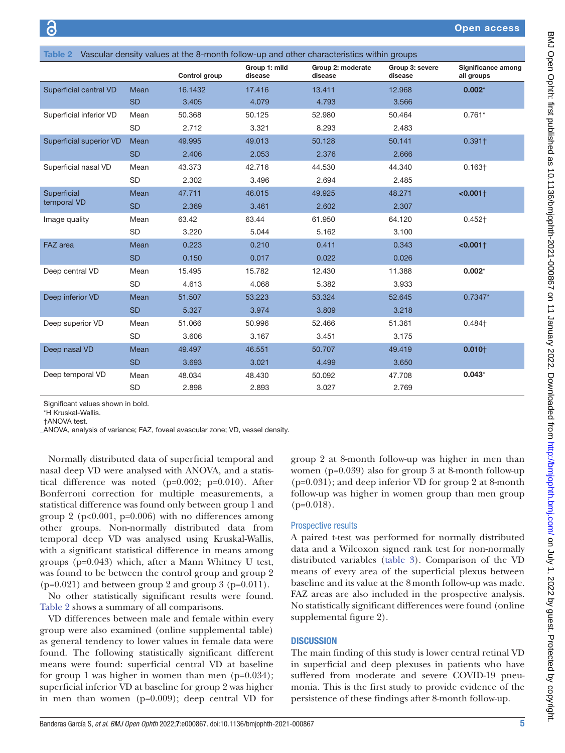**Table 2** Vascular density values at the 8-month follow-up and other characteristics within groups

| | | Control group | Group 1: mild disease | Group 2: moderate disease | Group 3: severe disease | Significance among all groups |
|---|---|---|---|---|---|---|
| Superficial central VD | Mean | 16.1432 | 17.416 | 13.411 | 12.968 | **0.002*** |
| | SD | 3.405 | 4.079 | 4.793 | 3.566 | |
| Superficial inferior VD | Mean | 50.368 | 50.125 | 52.980 | 50.464 | 0.761* |
| | SD | 2.712 | 3.321 | 8.293 | 2.483 | |
| Superficial superior VD | Mean | 49.995 | 49.013 | 50.128 | 50.141 | 0.391† |
| | SD | 2.406 | 2.053 | 2.376 | 2.666 | |
| Superficial nasal VD | Mean | 43.373 | 42.716 | 44.530 | 44.340 | 0.163† |
| | SD | 2.302 | 3.496 | 2.694 | 2.485 | |
| Superficial temporal VD | Mean | 47.711 | 46.015 | 49.925 | 48.271 | **<0.001†** |
| | SD | 2.369 | 3.461 | 2.602 | 2.307 | |
| Image quality | Mean | 63.42 | 63.44 | 61.950 | 64.120 | 0.452† |
| | SD | 3.220 | 5.044 | 5.162 | 3.100 | |
| FAZ area | Mean | 0.223 | 0.210 | 0.411 | 0.343 | **<0.001†** |
| | SD | 0.150 | 0.017 | 0.022 | 0.026 | |
| Deep central VD | Mean | 15.495 | 15.782 | 12.430 | 11.388 | **0.002*** |
| | SD | 4.613 | 4.068 | 5.382 | 3.933 | |
| Deep inferior VD | Mean | 51.507 | 53.223 | 53.324 | 52.645 | 0.7347* |
| | SD | 5.327 | 3.974 | 3.809 | 3.218 | |
| Deep superior VD | Mean | 51.066 | 50.996 | 52.466 | 51.361 | 0.484† |
| | SD | 3.606 | 3.167 | 3.451 | 3.175 | |
| Deep nasal VD | Mean | 49.497 | 46.551 | 50.707 | 49.419 | **0.010†** |
| | SD | 3.693 | 3.021 | 4.499 | 3.650 | |
| Deep temporal VD | Mean | 48.034 | 48.430 | 50.092 | 47.708 | **0.043*** |
| | SD | 2.898 | 2.893 | 3.027 | 2.769 | |

Significant values shown in bold.
*H Kruskal-Wallis.
†ANOVA test.
ANOVA, analysis of variance; FAZ, foveal avascular zone; VD, vessel density.

Normally distributed data of superficial temporal and nasal deep VD were analysed with ANOVA, and a statistical difference was noted (p=0.002; p=0.010). After Bonferroni correction for multiple measurements, a statistical difference was found only between group 1 and group 2 (p<0.001, p=0.006) with no differences among other groups. Non-normally distributed data from temporal deep VD was analysed using Kruskal-Wallis, with a significant statistical difference in means among groups (p=0.043) which, after a Mann Whitney U test, was found to be between the control group and group 2 (p=0.021) and between group 2 and group 3 (p=0.011).

No other statistically significant results were found. Table 2 shows a summary of all comparisons.

VD differences between male and female within every group were also examined (online supplemental table) as general tendency to lower values in female data were found. The following statistically significant different means were found: superficial central VD at baseline for group 1 was higher in women than men (p=0.034); superficial inferior VD at baseline for group 2 was higher in men than women (p=0.009); deep central VD for group 2 at 8-month follow-up was higher in men than women (p=0.039) also for group 3 at 8-month follow-up (p=0.031); and deep inferior VD for group 2 at 8-month follow-up was higher in women group than men group (p=0.018).

## Prospective results

A paired t-test was performed for normally distributed data and a Wilcoxon signed rank test for non-normally distributed variables (table 3). Comparison of the VD means of every area of the superficial plexus between baseline and its value at the 8 month follow-up was made. FAZ areas are also included in the prospective analysis. No statistically significant differences were found (online supplemental figure 2).

# DISCUSSION

The main finding of this study is lower central retinal VD in superficial and deep plexuses in patients who have suffered from moderate and severe COVID-19 pneumonia. This is the first study to provide evidence of the persistence of these findings after 8-month follow-up.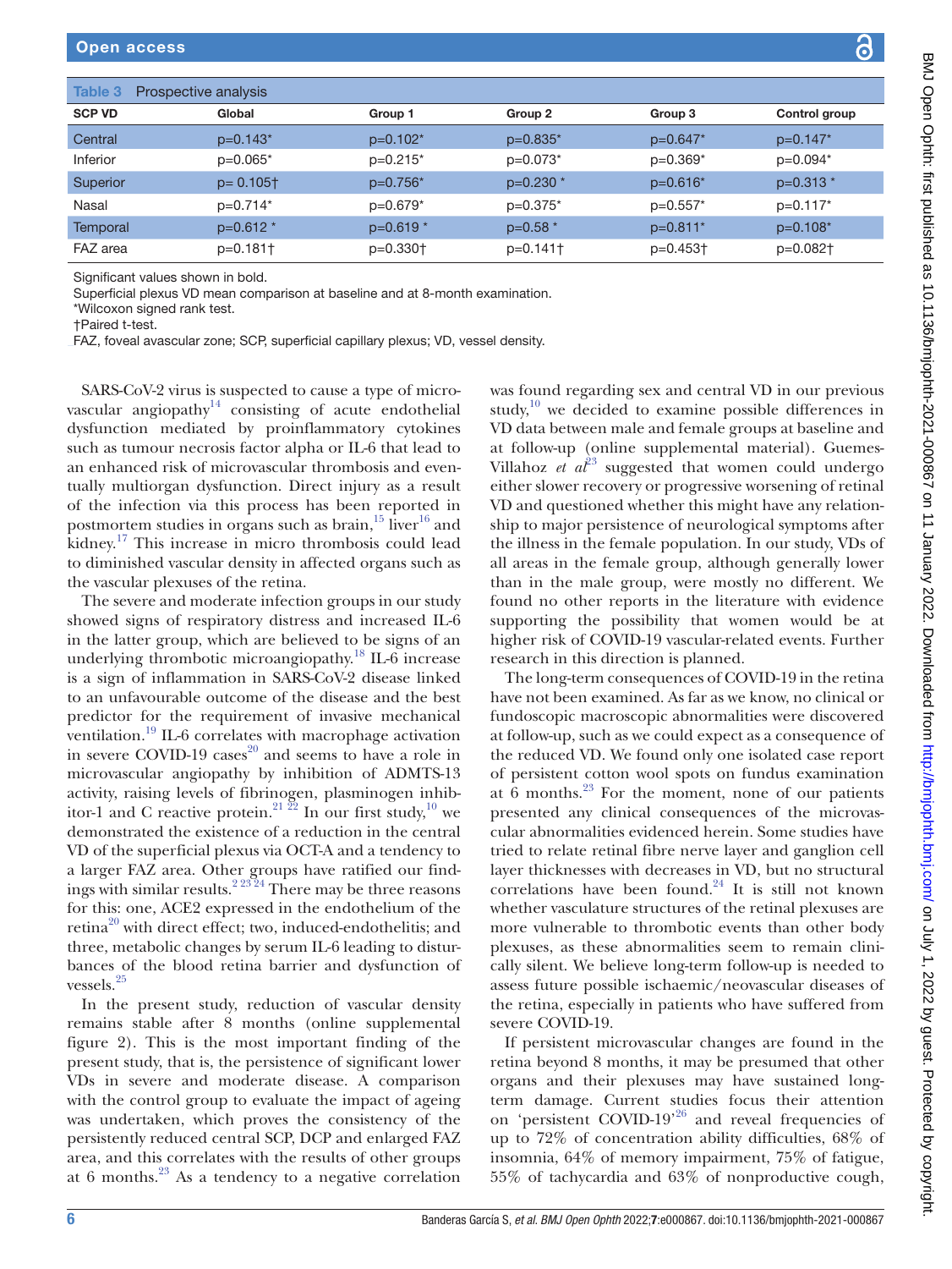**Table 3** Prospective analysis

| SCP VD | Global | Group 1 | Group 2 | Group 3 | Control group |
|---|---|---|---|---|---|
| Central | p=0.143* | p=0.102* | p=0.835* | p=0.647* | p=0.147* |
| Inferior | p=0.065* | p=0.215* | p=0.073* | p=0.369* | p=0.094* |
| Superior | p= 0.105† | p=0.756* | p=0.230 * | p=0.616* | p=0.313 * |
| Nasal | p=0.714* | p=0.679* | p=0.375* | p=0.557* | p=0.117* |
| Temporal | p=0.612 * | p=0.619 * | p=0.58 * | p=0.811* | p=0.108* |
| FAZ area | p=0.181† | p=0.330† | p=0.141† | p=0.453† | p=0.082† |

Significant values shown in bold.
Superficial plexus VD mean comparison at baseline and at 8-month examination.
*Wilcoxon signed rank test.
†Paired t-test.
FAZ, foveal avascular zone; SCP, superficial capillary plexus; VD, vessel density.

SARS-CoV-2 virus is suspected to cause a type of microvascular angiopathy[14] consisting of acute endothelial dysfunction mediated by proinflammatory cytokines such as tumour necrosis factor alpha or IL-6 that lead to an enhanced risk of microvascular thrombosis and eventually multiorgan dysfunction. Direct injury as a result of the infection via this process has been reported in postmortem studies in organs such as brain,[15] liver[16] and kidney.[17] This increase in micro thrombosis could lead to diminished vascular density in affected organs such as the vascular plexuses of the retina.

The severe and moderate infection groups in our study showed signs of respiratory distress and increased IL-6 in the latter group, which are believed to be signs of an underlying thrombotic microangiopathy.[18] IL-6 increase is a sign of inflammation in SARS-CoV-2 disease linked to an unfavourable outcome of the disease and the best predictor for the requirement of invasive mechanical ventilation.[19] IL-6 correlates with macrophage activation in severe COVID-19 cases[20] and seems to have a role in microvascular angiopathy by inhibition of ADMTS-13 activity, raising levels of fibrinogen, plasminogen inhibitor-1 and C reactive protein.[21 22] In our first study,[10] we demonstrated the existence of a reduction in the central VD of the superficial plexus via OCT-A and a tendency to a larger FAZ area. Other groups have ratified our findings with similar results.[2 23 24] There may be three reasons for this: one, ACE2 expressed in the endothelium of the retina[20] with direct effect; two, induced-endothelitis; and three, metabolic changes by serum IL-6 leading to disturbances of the blood retina barrier and dysfunction of vessels.[25]

In the present study, reduction of vascular density remains stable after 8 months (online supplemental figure 2). This is the most important finding of the present study, that is, the persistence of significant lower VDs in severe and moderate disease. A comparison with the control group to evaluate the impact of ageing was undertaken, which proves the consistency of the persistently reduced central SCP, DCP and enlarged FAZ area, and this correlates with the results of other groups at 6 months.[23] As a tendency to a negative correlation was found regarding sex and central VD in our previous study,[10] we decided to examine possible differences in VD data between male and female groups at baseline and at follow-up (online supplemental material). Guemes-Villahoz *et al*[23] suggested that women could undergo either slower recovery or progressive worsening of retinal VD and questioned whether this might have any relationship to major persistence of neurological symptoms after the illness in the female population. In our study, VDs of all areas in the female group, although generally lower than in the male group, were mostly no different. We found no other reports in the literature with evidence supporting the possibility that women would be at higher risk of COVID-19 vascular-related events. Further research in this direction is planned.

The long-term consequences of COVID-19 in the retina have not been examined. As far as we know, no clinical or fundoscopic macroscopic abnormalities were discovered at follow-up, such as we could expect as a consequence of the reduced VD. We found only one isolated case report of persistent cotton wool spots on fundus examination at 6 months.[23] For the moment, none of our patients presented any clinical consequences of the microvascular abnormalities evidenced herein. Some studies have tried to relate retinal fibre nerve layer and ganglion cell layer thicknesses with decreases in VD, but no structural correlations have been found.[24] It is still not known whether vasculature structures of the retinal plexuses are more vulnerable to thrombotic events than other body plexuses, as these abnormalities seem to remain clinically silent. We believe long-term follow-up is needed to assess future possible ischaemic/neovascular diseases of the retina, especially in patients who have suffered from severe COVID-19.

If persistent microvascular changes are found in the retina beyond 8 months, it may be presumed that other organs and their plexuses may have sustained long-term damage. Current studies focus their attention on 'persistent COVID-19'[26] and reveal frequencies of up to 72% of concentration ability difficulties, 68% of insomnia, 64% of memory impairment, 75% of fatigue, 55% of tachycardia and 63% of nonproductive cough,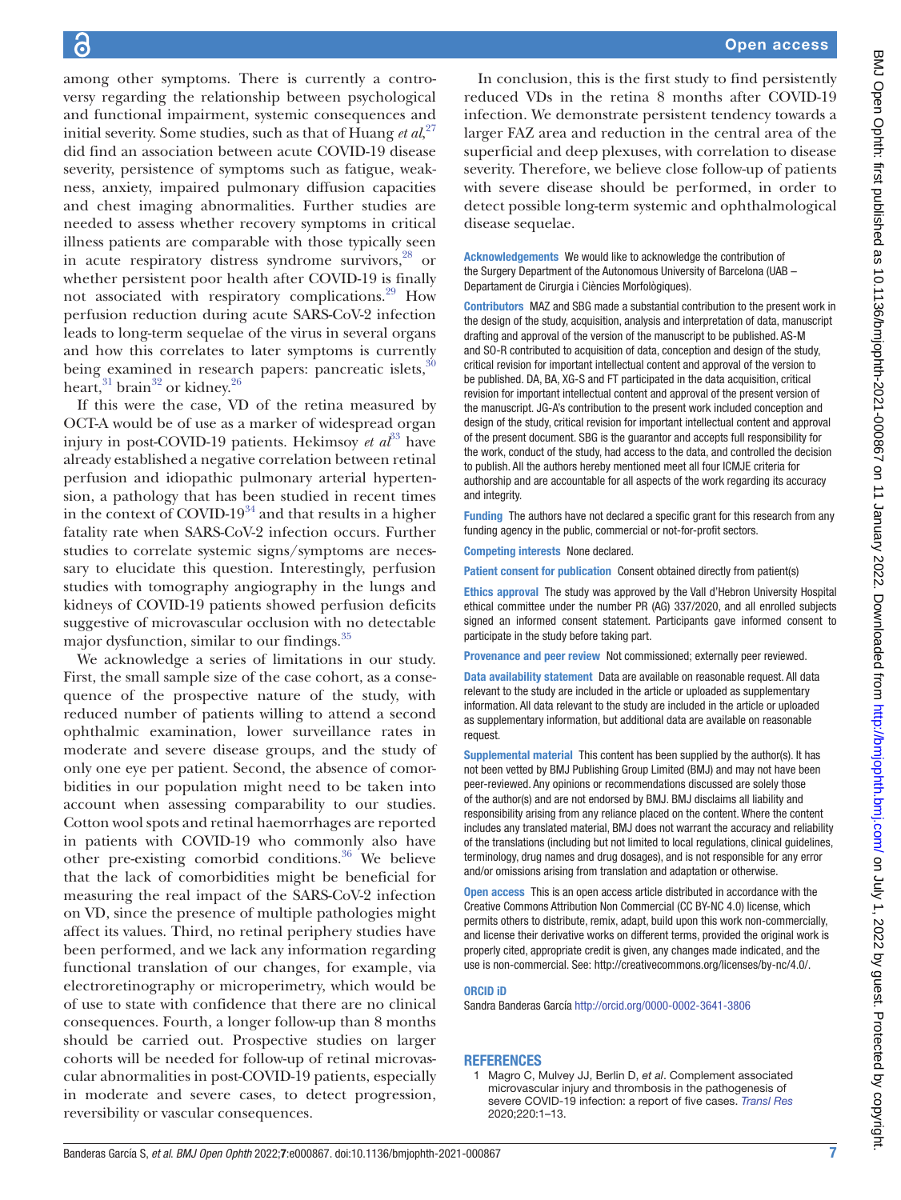among other symptoms. There is currently a controversy regarding the relationship between psychological and functional impairment, systemic consequences and initial severity. Some studies, such as that of Huang *et al*,[27] did find an association between acute COVID-19 disease severity, persistence of symptoms such as fatigue, weakness, anxiety, impaired pulmonary diffusion capacities and chest imaging abnormalities. Further studies are needed to assess whether recovery symptoms in critical illness patients are comparable with those typically seen in acute respiratory distress syndrome survivors,[28] or whether persistent poor health after COVID-19 is finally not associated with respiratory complications.[29] How perfusion reduction during acute SARS-CoV-2 infection leads to long-term sequelae of the virus in several organs and how this correlates to later symptoms is currently being examined in research papers: pancreatic islets,[30] heart,[31] brain[32] or kidney.[26]

If this were the case, VD of the retina measured by OCT-A would be of use as a marker of widespread organ injury in post-COVID-19 patients. Hekimsoy *et al*[33] have already established a negative correlation between retinal perfusion and idiopathic pulmonary arterial hypertension, a pathology that has been studied in recent times in the context of COVID-19[34] and that results in a higher fatality rate when SARS-CoV-2 infection occurs. Further studies to correlate systemic signs/symptoms are necessary to elucidate this question. Interestingly, perfusion studies with tomography angiography in the lungs and kidneys of COVID-19 patients showed perfusion deficits suggestive of microvascular occlusion with no detectable major dysfunction, similar to our findings.[35]

We acknowledge a series of limitations in our study. First, the small sample size of the case cohort, as a consequence of the prospective nature of the study, with reduced number of patients willing to attend a second ophthalmic examination, lower surveillance rates in moderate and severe disease groups, and the study of only one eye per patient. Second, the absence of comorbidities in our population might need to be taken into account when assessing comparability to our studies. Cotton wool spots and retinal haemorrhages are reported in patients with COVID-19 who commonly also have other pre-existing comorbid conditions.[36] We believe that the lack of comorbidities might be beneficial for measuring the real impact of the SARS-CoV-2 infection on VD, since the presence of multiple pathologies might affect its values. Third, no retinal periphery studies have been performed, and we lack any information regarding functional translation of our changes, for example, via electroretinography or microperimetry, which would be of use to state with confidence that there are no clinical consequences. Fourth, a longer follow-up than 8 months should be carried out. Prospective studies on larger cohorts will be needed for follow-up of retinal microvascular abnormalities in post-COVID-19 patients, especially in moderate and severe cases, to detect progression, reversibility or vascular consequences.

In conclusion, this is the first study to find persistently reduced VDs in the retina 8 months after COVID-19 infection. We demonstrate persistent tendency towards a larger FAZ area and reduction in the central area of the superficial and deep plexuses, with correlation to disease severity. Therefore, we believe close follow-up of patients with severe disease should be performed, in order to detect possible long-term systemic and ophthalmological disease sequelae.

**Acknowledgements** We would like to acknowledge the contribution of the Surgery Department of the Autonomous University of Barcelona (UAB – Departament de Cirurgia i Ciències Morfològiques).

**Contributors** MAZ and SBG made a substantial contribution to the present work in the design of the study, acquisition, analysis and interpretation of data, manuscript drafting and approval of the version of the manuscript to be published. AS-M and SO-R contributed to acquisition of data, conception and design of the study, critical revision for important intellectual content and approval of the version to be published. DA, BA, XG-S and FT participated in the data acquisition, critical revision for important intellectual content and approval of the present version of the manuscript. JG-A's contribution to the present work included conception and design of the study, critical revision for important intellectual content and approval of the present document. SBG is the guarantor and accepts full responsibility for the work, conduct of the study, had access to the data, and controlled the decision to publish. All the authors hereby mentioned meet all four ICMJE criteria for authorship and are accountable for all aspects of the work regarding its accuracy and integrity.

**Funding** The authors have not declared a specific grant for this research from any funding agency in the public, commercial or not-for-profit sectors.

**Competing interests** None declared.

**Patient consent for publication** Consent obtained directly from patient(s)

**Ethics approval** The study was approved by the Vall d'Hebron University Hospital ethical committee under the number PR (AG) 337/2020, and all enrolled subjects signed an informed consent statement. Participants gave informed consent to participate in the study before taking part.

**Provenance and peer review** Not commissioned; externally peer reviewed.

**Data availability statement** Data are available on reasonable request. All data relevant to the study are included in the article or uploaded as supplementary information. All data relevant to the study are included in the article or uploaded as supplementary information, but additional data are available on reasonable request.

**Supplemental material** This content has been supplied by the author(s). It has not been vetted by BMJ Publishing Group Limited (BMJ) and may not have been peer-reviewed. Any opinions or recommendations discussed are solely those of the author(s) and are not endorsed by BMJ. BMJ disclaims all liability and responsibility arising from any reliance placed on the content. Where the content includes any translated material, BMJ does not warrant the accuracy and reliability of the translations (including but not limited to local regulations, clinical guidelines, terminology, drug names and drug dosages), and is not responsible for any error and/or omissions arising from translation and adaptation or otherwise.

**Open access** This is an open access article distributed in accordance with the Creative Commons Attribution Non Commercial (CC BY-NC 4.0) license, which permits others to distribute, remix, adapt, build upon this work non-commercially, and license their derivative works on different terms, provided the original work is properly cited, appropriate credit is given, any changes made indicated, and the use is non-commercial. See: http://creativecommons.org/licenses/by-nc/4.0/.

**ORCID iD**

Sandra Banderas García http://orcid.org/0000-0002-3641-3806

## REFERENCES

1. Magro C, Mulvey JJ, Berlin D, *et al*. Complement associated microvascular injury and thrombosis in the pathogenesis of severe COVID-19 infection: a report of five cases. *Transl Res* 2020;220:1–13.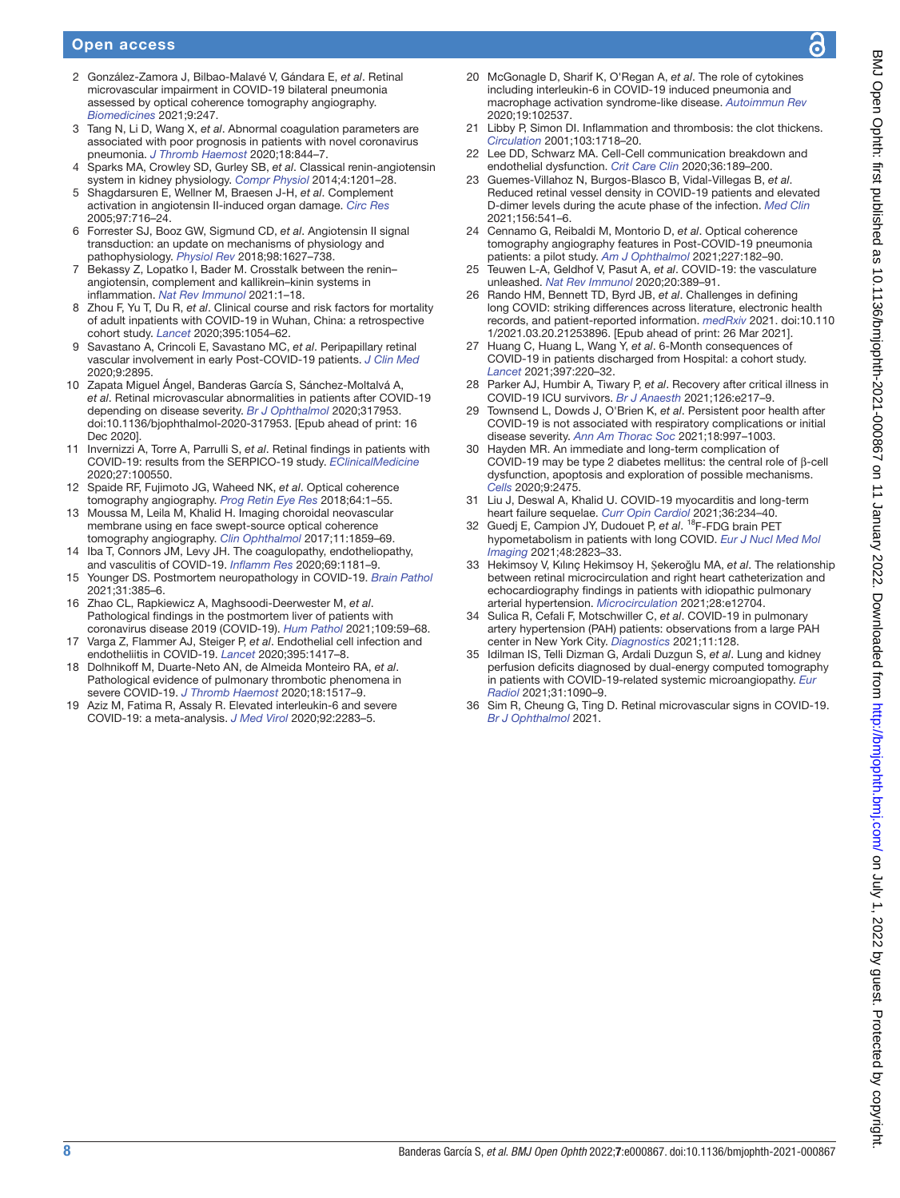2. González-Zamora J, Bilbao-Malavé V, Gándara E, *et al*. Retinal microvascular impairment in COVID-19 bilateral pneumonia assessed by optical coherence tomography angiography. *Biomedicines* 2021;9:247.
3. Tang N, Li D, Wang X, *et al*. Abnormal coagulation parameters are associated with poor prognosis in patients with novel coronavirus pneumonia. *J Thromb Haemost* 2020;18:844–7.
4. Sparks MA, Crowley SD, Gurley SB, *et al*. Classical renin-angiotensin system in kidney physiology. *Compr Physiol* 2014;4:1201–28.
5. Shagdarsuren E, Wellner M, Braesen J-H, *et al*. Complement activation in angiotensin II-induced organ damage. *Circ Res* 2005;97:716–24.
6. Forrester SJ, Booz GW, Sigmund CD, *et al*. Angiotensin II signal transduction: an update on mechanisms of physiology and pathophysiology. *Physiol Rev* 2018;98:1627–738.
7. Bekassy Z, Lopatko I, Bader M. Crosstalk between the renin–angiotensin, complement and kallikrein–kinin systems in inflammation. *Nat Rev Immunol* 2021:1–18.
8. Zhou F, Yu T, Du R, *et al*. Clinical course and risk factors for mortality of adult inpatients with COVID-19 in Wuhan, China: a retrospective cohort study. *Lancet* 2020;395:1054–62.
9. Savastano A, Crincoli E, Savastano MC, *et al*. Peripapillary retinal vascular involvement in early Post-COVID-19 patients. *J Clin Med* 2020;9:2895.
10. Zapata Miguel Ángel, Banderas García S, Sánchez-Moltalvá A, *et al*. Retinal microvascular abnormalities in patients after COVID-19 depending on disease severity. *Br J Ophthalmol* 2020;317953. doi:10.1136/bjophthalmol-2020-317953. [Epub ahead of print: 16 Dec 2020].
11. Invernizzi A, Torre A, Parrulli S, *et al*. Retinal findings in patients with COVID-19: results from the SERPICO-19 study. *EClinicalMedicine* 2020;27:100550.
12. Spaide RF, Fujimoto JG, Waheed NK, *et al*. Optical coherence tomography angiography. *Prog Retin Eye Res* 2018;64:1–55.
13. Moussa M, Leila M, Khalid H. Imaging choroidal neovascular membrane using en face swept-source optical coherence tomography angiography. *Clin Ophthalmol* 2017;11:1859–69.
14. Iba T, Connors JM, Levy JH. The coagulopathy, endotheliopathy, and vasculitis of COVID-19. *Inflamm Res* 2020;69:1181–9.
15. Younger DS. Postmortem neuropathology in COVID-19. *Brain Pathol* 2021;31:385–6.
16. Zhao CL, Rapkiewicz A, Maghsoodi-Deerwester M, *et al*. Pathological findings in the postmortem liver of patients with coronavirus disease 2019 (COVID-19). *Hum Pathol* 2021;109:59–68.
17. Varga Z, Flammer AJ, Steiger P, *et al*. Endothelial cell infection and endotheliitis in COVID-19. *Lancet* 2020;395:1417–8.
18. Dolhnikoff M, Duarte-Neto AN, de Almeida Monteiro RA, *et al*. Pathological evidence of pulmonary thrombotic phenomena in severe COVID-19. *J Thromb Haemost* 2020;18:1517–9.
19. Aziz M, Fatima R, Assaly R. Elevated interleukin-6 and severe COVID-19: a meta-analysis. *J Med Virol* 2020;92:2283–5.
20. McGonagle D, Sharif K, O'Regan A, *et al*. The role of cytokines including interleukin-6 in COVID-19 induced pneumonia and macrophage activation syndrome-like disease. *Autoimmun Rev* 2020;19:102537.
21. Libby P, Simon DI. Inflammation and thrombosis: the clot thickens. *Circulation* 2001;103:1718–20.
22. Lee DD, Schwarz MA. Cell-Cell communication breakdown and endothelial dysfunction. *Crit Care Clin* 2020;36:189–200.
23. Guemes-Villahoz N, Burgos-Blasco B, Vidal-Villegas B, *et al*. Reduced retinal vessel density in COVID-19 patients and elevated D-dimer levels during the acute phase of the infection. *Med Clin* 2021;156:541–6.
24. Cennamo G, Reibaldi M, Montorio D, *et al*. Optical coherence tomography angiography features in Post-COVID-19 pneumonia patients: a pilot study. *Am J Ophthalmol* 2021;227:182–90.
25. Teuwen L-A, Geldhof V, Pasut A, *et al*. COVID-19: the vasculature unleashed. *Nat Rev Immunol* 2020;20:389–91.
26. Rando HM, Bennett TD, Byrd JB, *et al*. Challenges in defining long COVID: striking differences across literature, electronic health records, and patient-reported information. *medRxiv* 2021. doi:10.1101/2021.03.20.21253896. [Epub ahead of print: 26 Mar 2021].
27. Huang C, Huang L, Wang Y, *et al*. 6-Month consequences of COVID-19 in patients discharged from Hospital: a cohort study. *Lancet* 2021;397:220–32.
28. Parker AJ, Humbir A, Tiwary P, *et al*. Recovery after critical illness in COVID-19 ICU survivors. *Br J Anaesth* 2021;126:e217–9.
29. Townsend L, Dowds J, O'Brien K, *et al*. Persistent poor health after COVID-19 is not associated with respiratory complications or initial disease severity. *Ann Am Thorac Soc* 2021;18:997–1003.
30. Hayden MR. An immediate and long-term complication of COVID-19 may be type 2 diabetes mellitus: the central role of β-cell dysfunction, apoptosis and exploration of possible mechanisms. *Cells* 2020;9:2475.
31. Liu J, Deswal A, Khalid U. COVID-19 myocarditis and long-term heart failure sequelae. *Curr Opin Cardiol* 2021;36:234–40.
32. Guedj E, Campion JY, Dudouet P, *et al*. $^{18}$F-FDG brain PET hypometabolism in patients with long COVID. *Eur J Nucl Med Mol Imaging* 2021;48:2823–33.
33. Hekimsoy V, Kılınç Hekimsoy H, Şekeroğlu MA, *et al*. The relationship between retinal microcirculation and right heart catheterization and echocardiography findings in patients with idiopathic pulmonary arterial hypertension. *Microcirculation* 2021;28:e12704.
34. Sulica R, Cefali F, Motschwiller C, *et al*. COVID-19 in pulmonary artery hypertension (PAH) patients: observations from a large PAH center in New York City. *Diagnostics* 2021;11:128.
35. Idilman IS, Telli Dizman G, Ardali Duzgun S, *et al*. Lung and kidney perfusion deficits diagnosed by dual-energy computed tomography in patients with COVID-19-related systemic microangiopathy. *Eur Radiol* 2021;31:1090–9.
36. Sim R, Cheung G, Ting D. Retinal microvascular signs in COVID-19. *Br J Ophthalmol* 2021.